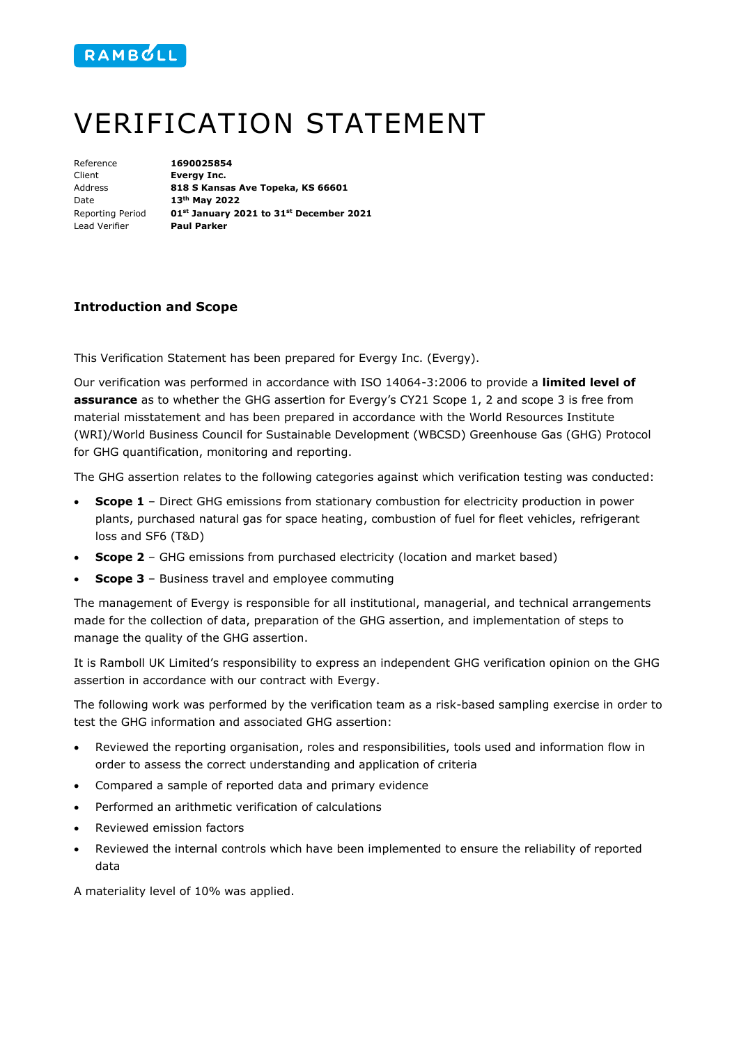RAMBOLL

# VERIFICATION STATEMENT

Reference **1690025854**
Client **Evergy Inc.**
Address **818 S Kansas Ave Topeka, KS 66601**
Date **13th May 2022**
Reporting Period **01st January 2021 to 31st December 2021**
Lead Verifier **Paul Parker**

### Introduction and Scope

This Verification Statement has been prepared for Evergy Inc. (Evergy).

Our verification was performed in accordance with ISO 14064-3:2006 to provide a **limited level of assurance** as to whether the GHG assertion for Evergy's CY21 Scope 1, 2 and scope 3 is free from material misstatement and has been prepared in accordance with the World Resources Institute (WRI)/World Business Council for Sustainable Development (WBCSD) Greenhouse Gas (GHG) Protocol for GHG quantification, monitoring and reporting.

The GHG assertion relates to the following categories against which verification testing was conducted:

- **Scope 1** – Direct GHG emissions from stationary combustion for electricity production in power plants, purchased natural gas for space heating, combustion of fuel for fleet vehicles, refrigerant loss and SF6 (T&D)
- **Scope 2** – GHG emissions from purchased electricity (location and market based)
- **Scope 3** – Business travel and employee commuting

The management of Evergy is responsible for all institutional, managerial, and technical arrangements made for the collection of data, preparation of the GHG assertion, and implementation of steps to manage the quality of the GHG assertion.

It is Ramboll UK Limited's responsibility to express an independent GHG verification opinion on the GHG assertion in accordance with our contract with Evergy.

The following work was performed by the verification team as a risk-based sampling exercise in order to test the GHG information and associated GHG assertion:

- Reviewed the reporting organisation, roles and responsibilities, tools used and information flow in order to assess the correct understanding and application of criteria
- Compared a sample of reported data and primary evidence
- Performed an arithmetic verification of calculations
- Reviewed emission factors
- Reviewed the internal controls which have been implemented to ensure the reliability of reported data

A materiality level of 10% was applied.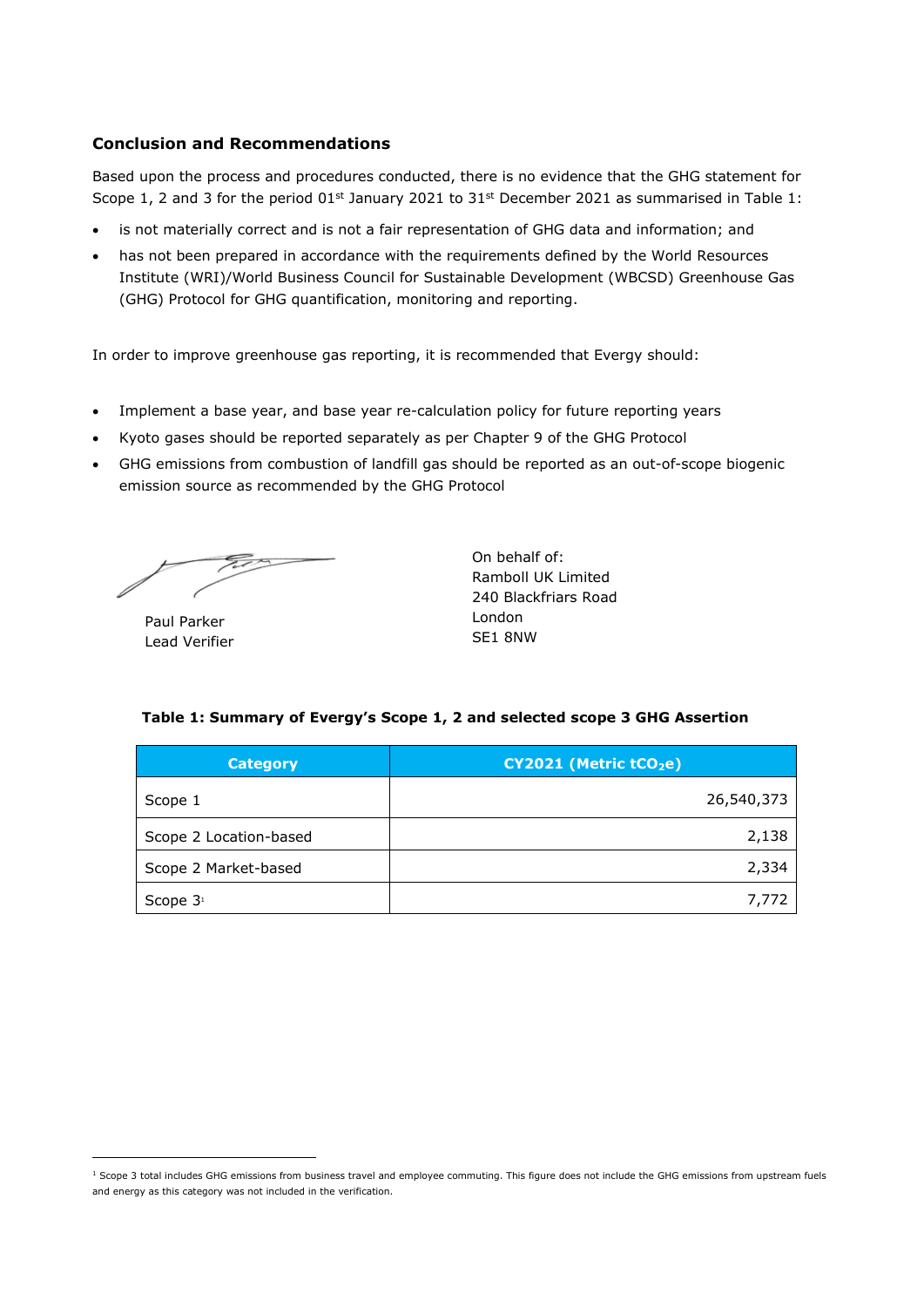## Conclusion and Recommendations

Based upon the process and procedures conducted, there is no evidence that the GHG statement for Scope 1, 2 and 3 for the period 01st January 2021 to 31st December 2021 as summarised in Table 1:

- is not materially correct and is not a fair representation of GHG data and information; and
- has not been prepared in accordance with the requirements defined by the World Resources Institute (WRI)/World Business Council for Sustainable Development (WBCSD) Greenhouse Gas (GHG) Protocol for GHG quantification, monitoring and reporting.

In order to improve greenhouse gas reporting, it is recommended that Evergy should:

- Implement a base year, and base year re-calculation policy for future reporting years
- Kyoto gases should be reported separately as per Chapter 9 of the GHG Protocol
- GHG emissions from combustion of landfill gas should be reported as an out-of-scope biogenic emission source as recommended by the GHG Protocol

Paul Parker
Lead Verifier

On behalf of:
Ramboll UK Limited
240 Blackfriars Road
London
SE1 8NW

**Table 1: Summary of Evergy's Scope 1, 2 and selected scope 3 GHG Assertion**

| Category | CY2021 (Metric $tCO_2e$) |
|---|---|
| Scope 1 | 26,540,373 |
| Scope 2 Location-based | 2,138 |
| Scope 2 Market-based | 2,334 |
| Scope 3[1] | 7,772 |

[1] Scope 3 total includes GHG emissions from business travel and employee commuting. This figure does not include the GHG emissions from upstream fuels and energy as this category was not included in the verification.